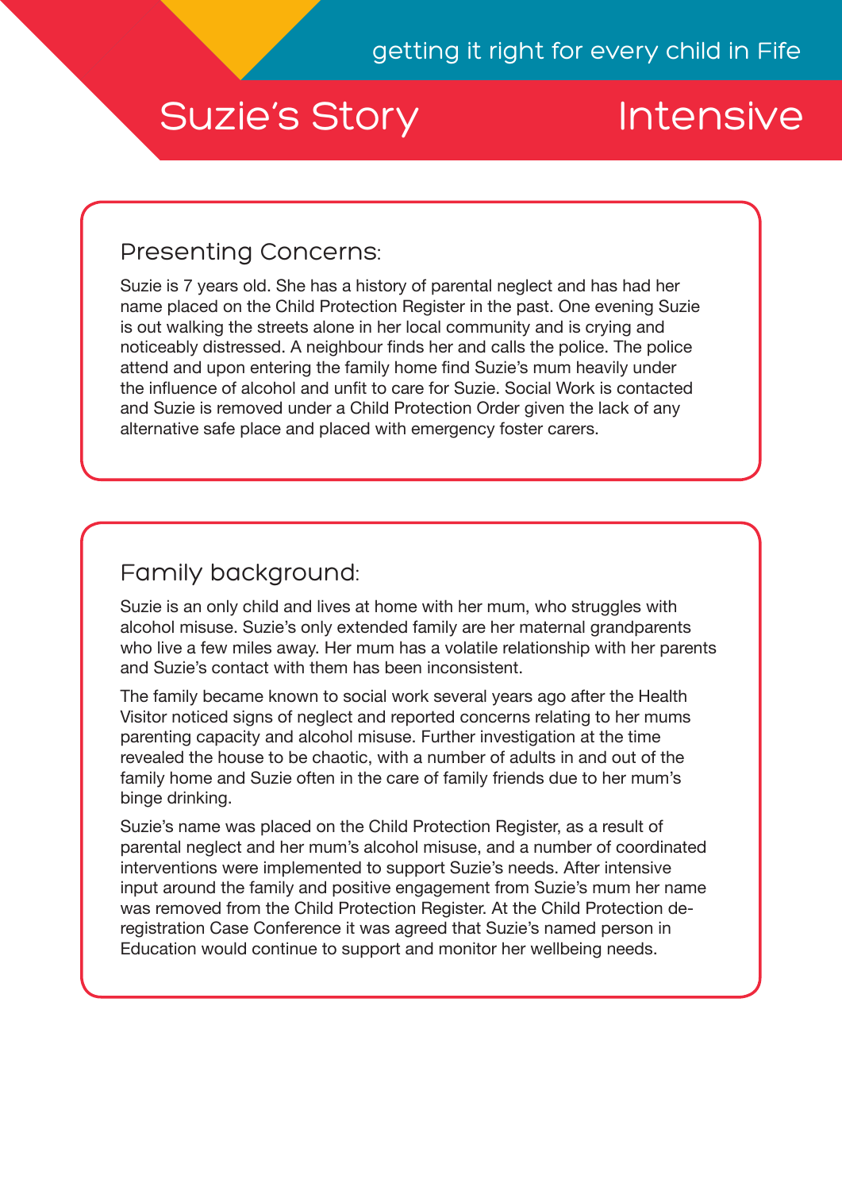getting it right for every child in Fife

# Suzie's Story — Intensive

## Presenting Concerns:

Suzie is 7 years old. She has a history of parental neglect and has had her name placed on the Child Protection Register in the past. One evening Suzie is out walking the streets alone in her local community and is crying and noticeably distressed. A neighbour finds her and calls the police. The police attend and upon entering the family home find Suzie's mum heavily under the influence of alcohol and unfit to care for Suzie. Social Work is contacted and Suzie is removed under a Child Protection Order given the lack of any alternative safe place and placed with emergency foster carers.

## Family background:

Suzie is an only child and lives at home with her mum, who struggles with alcohol misuse. Suzie's only extended family are her maternal grandparents who live a few miles away. Her mum has a volatile relationship with her parents and Suzie's contact with them has been inconsistent.

The family became known to social work several years ago after the Health Visitor noticed signs of neglect and reported concerns relating to her mums parenting capacity and alcohol misuse. Further investigation at the time revealed the house to be chaotic, with a number of adults in and out of the family home and Suzie often in the care of family friends due to her mum's binge drinking.

Suzie's name was placed on the Child Protection Register, as a result of parental neglect and her mum's alcohol misuse, and a number of coordinated interventions were implemented to support Suzie's needs. After intensive input around the family and positive engagement from Suzie's mum her name was removed from the Child Protection Register. At the Child Protection de-registration Case Conference it was agreed that Suzie's named person in Education would continue to support and monitor her wellbeing needs.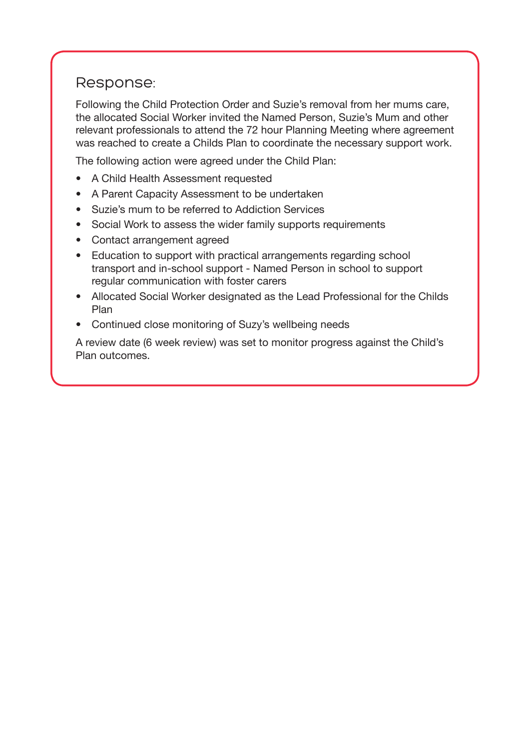## Response:

Following the Child Protection Order and Suzie's removal from her mums care, the allocated Social Worker invited the Named Person, Suzie's Mum and other relevant professionals to attend the 72 hour Planning Meeting where agreement was reached to create a Childs Plan to coordinate the necessary support work.

The following action were agreed under the Child Plan:

- A Child Health Assessment requested
- A Parent Capacity Assessment to be undertaken
- Suzie's mum to be referred to Addiction Services
- Social Work to assess the wider family supports requirements
- Contact arrangement agreed
- Education to support with practical arrangements regarding school transport and in-school support - Named Person in school to support regular communication with foster carers
- Allocated Social Worker designated as the Lead Professional for the Childs Plan
- Continued close monitoring of Suzy's wellbeing needs

A review date (6 week review) was set to monitor progress against the Child's Plan outcomes.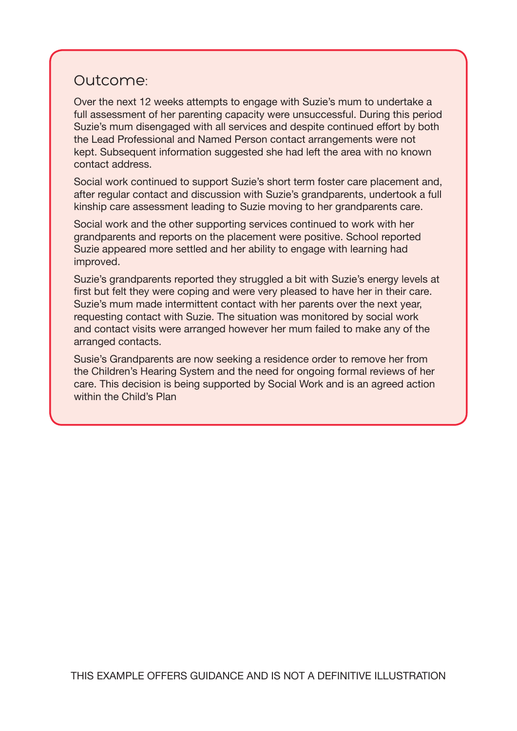## Outcome:

Over the next 12 weeks attempts to engage with Suzie's mum to undertake a full assessment of her parenting capacity were unsuccessful. During this period Suzie's mum disengaged with all services and despite continued effort by both the Lead Professional and Named Person contact arrangements were not kept. Subsequent information suggested she had left the area with no known contact address.

Social work continued to support Suzie's short term foster care placement and, after regular contact and discussion with Suzie's grandparents, undertook a full kinship care assessment leading to Suzie moving to her grandparents care.

Social work and the other supporting services continued to work with her grandparents and reports on the placement were positive. School reported Suzie appeared more settled and her ability to engage with learning had improved.

Suzie's grandparents reported they struggled a bit with Suzie's energy levels at first but felt they were coping and were very pleased to have her in their care. Suzie's mum made intermittent contact with her parents over the next year, requesting contact with Suzie. The situation was monitored by social work and contact visits were arranged however her mum failed to make any of the arranged contacts.

Susie's Grandparents are now seeking a residence order to remove her from the Children's Hearing System and the need for ongoing formal reviews of her care. This decision is being supported by Social Work and is an agreed action within the Child's Plan

THIS EXAMPLE OFFERS GUIDANCE AND IS NOT A DEFINITIVE ILLUSTRATION